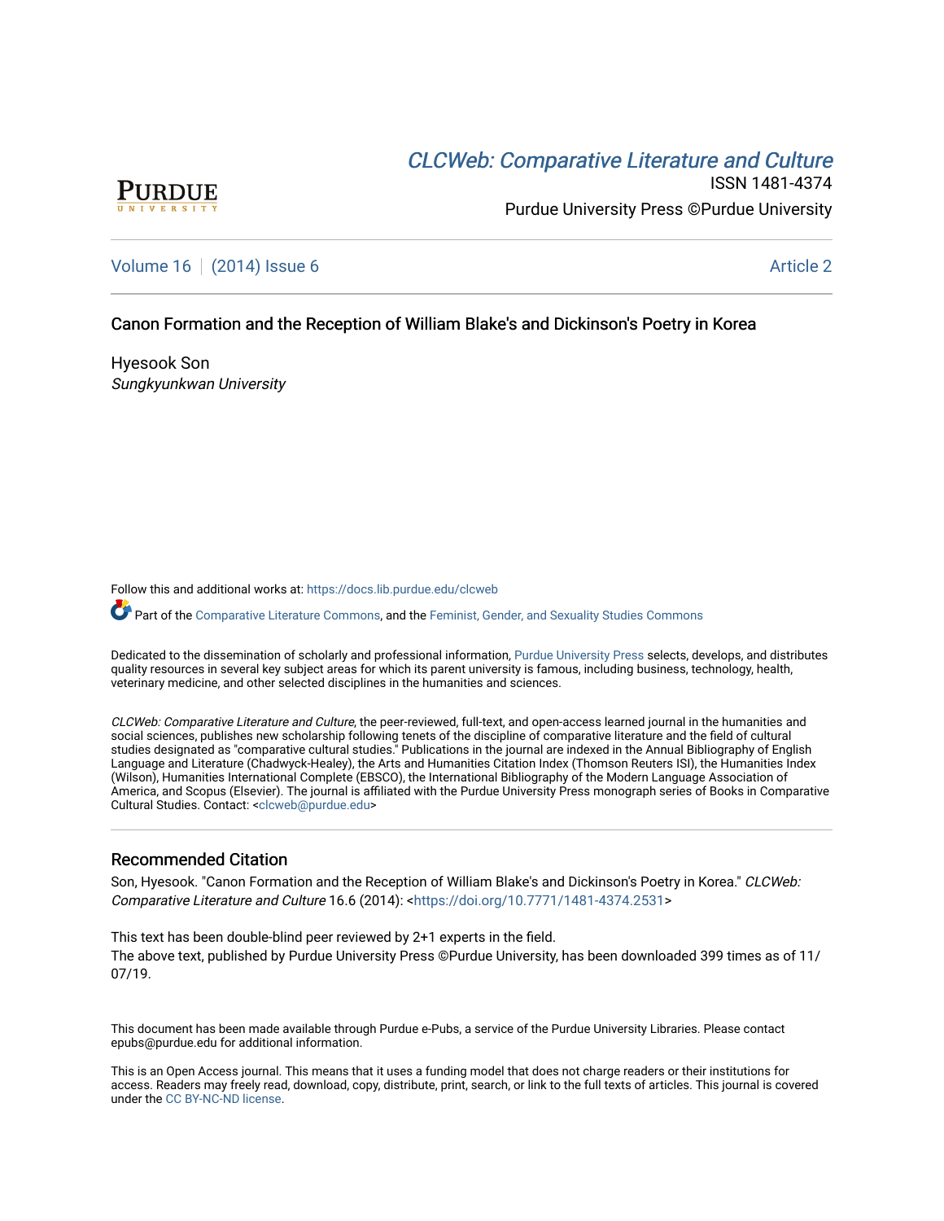# *CLCWeb: Comparative Literature and Culture*

ISSN 1481-4374

Purdue University Press ©Purdue University

Volume 16 | (2014) Issue 6 | Article 2

## Canon Formation and the Reception of William Blake's and Dickinson's Poetry in Korea

Hyesook Son

*Sungkyunkwan University*

Follow this and additional works at: https://docs.lib.purdue.edu/clcweb

Part of the Comparative Literature Commons, and the Feminist, Gender, and Sexuality Studies Commons

Dedicated to the dissemination of scholarly and professional information, Purdue University Press selects, develops, and distributes quality resources in several key subject areas for which its parent university is famous, including business, technology, health, veterinary medicine, and other selected disciplines in the humanities and sciences.

*CLCWeb: Comparative Literature and Culture*, the peer-reviewed, full-text, and open-access learned journal in the humanities and social sciences, publishes new scholarship following tenets of the discipline of comparative literature and the field of cultural studies designated as "comparative cultural studies." Publications in the journal are indexed in the Annual Bibliography of English Language and Literature (Chadwyck-Healey), the Arts and Humanities Citation Index (Thomson Reuters ISI), the Humanities Index (Wilson), Humanities International Complete (EBSCO), the International Bibliography of the Modern Language Association of America, and Scopus (Elsevier). The journal is affiliated with the Purdue University Press monograph series of Books in Comparative Cultural Studies. Contact: <clcweb@purdue.edu>

## Recommended Citation

Son, Hyesook. "Canon Formation and the Reception of William Blake's and Dickinson's Poetry in Korea." *CLCWeb: Comparative Literature and Culture* 16.6 (2014): <https://doi.org/10.7771/1481-4374.2531>

This text has been double-blind peer reviewed by 2+1 experts in the field.
The above text, published by Purdue University Press ©Purdue University, has been downloaded 399 times as of 11/07/19.

This document has been made available through Purdue e-Pubs, a service of the Purdue University Libraries. Please contact epubs@purdue.edu for additional information.

This is an Open Access journal. This means that it uses a funding model that does not charge readers or their institutions for access. Readers may freely read, download, copy, distribute, print, search, or link to the full texts of articles. This journal is covered under the CC BY-NC-ND license.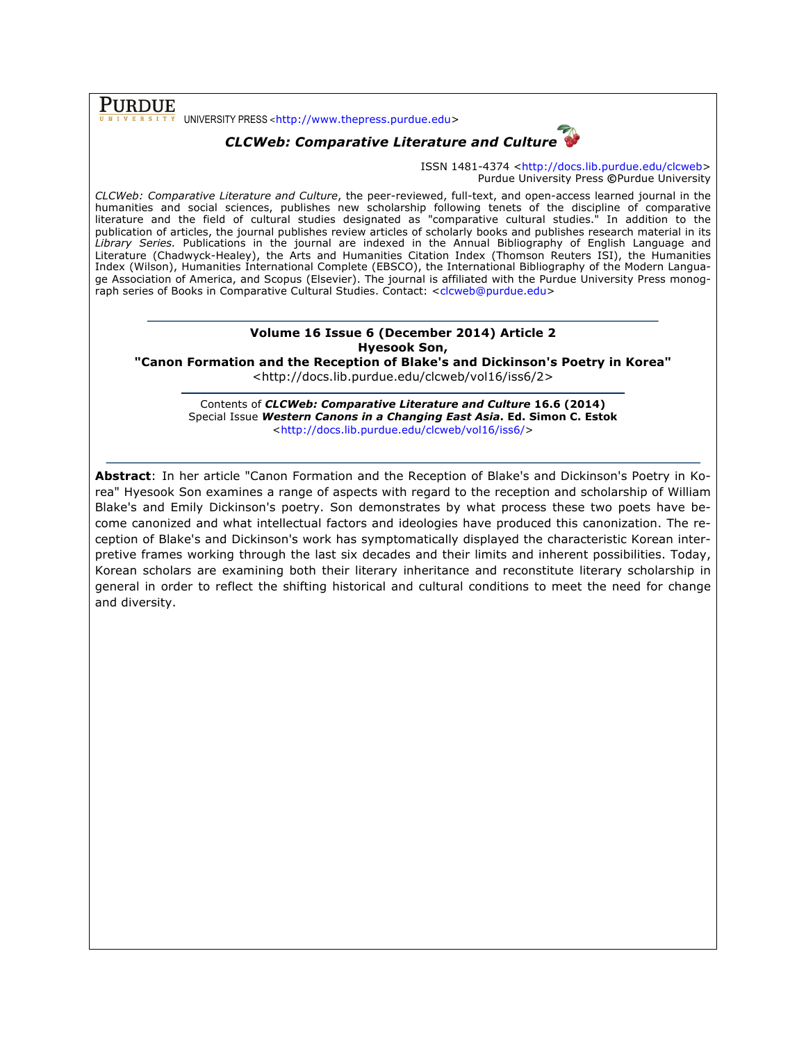**PURDUE** UNIVERSITY PRESS <http://www.thepress.purdue.edu>

***CLCWeb: Comparative Literature and Culture***

ISSN 1481-4374 <http://docs.lib.purdue.edu/clcweb>
Purdue University Press ©Purdue University

*CLCWeb: Comparative Literature and Culture*, the peer-reviewed, full-text, and open-access learned journal in the humanities and social sciences, publishes new scholarship following tenets of the discipline of comparative literature and the field of cultural studies designated as "comparative cultural studies." In addition to the publication of articles, the journal publishes review articles of scholarly books and publishes research material in its *Library Series.* Publications in the journal are indexed in the Annual Bibliography of English Language and Literature (Chadwyck-Healey), the Arts and Humanities Citation Index (Thomson Reuters ISI), the Humanities Index (Wilson), Humanities International Complete (EBSCO), the International Bibliography of the Modern Language Association of America, and Scopus (Elsevier). The journal is affiliated with the Purdue University Press monograph series of Books in Comparative Cultural Studies. Contact: <clcweb@purdue.edu>

---

**Volume 16 Issue 6 (December 2014) Article 2**
**Hyesook Son,**
**"Canon Formation and the Reception of Blake's and Dickinson's Poetry in Korea"**
<http://docs.lib.purdue.edu/clcweb/vol16/iss6/2>

---

Contents of ***CLCWeb: Comparative Literature and Culture* 16.6 (2014)**
Special Issue ***Western Canons in a Changing East Asia*. Ed. Simon C. Estok**
<http://docs.lib.purdue.edu/clcweb/vol16/iss6/>

---

**Abstract**: In her article "Canon Formation and the Reception of Blake's and Dickinson's Poetry in Korea" Hyesook Son examines a range of aspects with regard to the reception and scholarship of William Blake's and Emily Dickinson's poetry. Son demonstrates by what process these two poets have become canonized and what intellectual factors and ideologies have produced this canonization. The reception of Blake's and Dickinson's work has symptomatically displayed the characteristic Korean interpretive frames working through the last six decades and their limits and inherent possibilities. Today, Korean scholars are examining both their literary inheritance and reconstitute literary scholarship in general in order to reflect the shifting historical and cultural conditions to meet the need for change and diversity.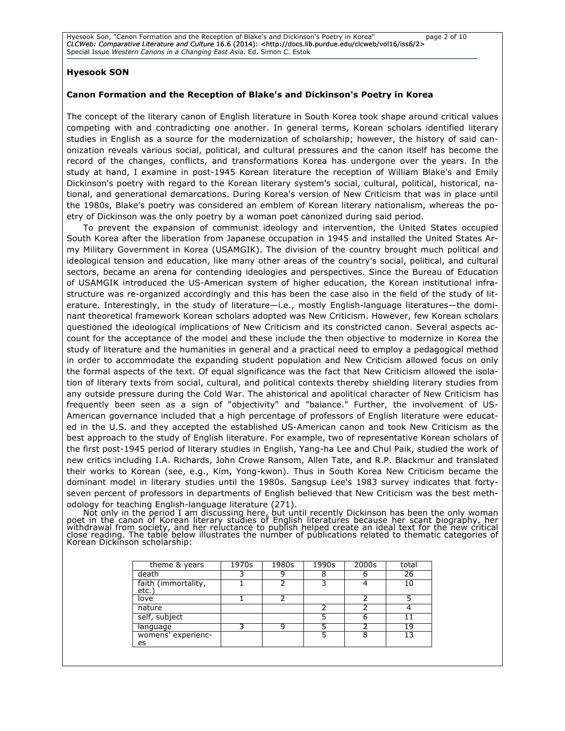**Hyesook SON**

**Canon Formation and the Reception of Blake's and Dickinson's Poetry in Korea**

The concept of the literary canon of English literature in South Korea took shape around critical values competing with and contradicting one another. In general terms, Korean scholars identified literary studies in English as a source for the modernization of scholarship; however, the history of said canonization reveals various social, political, and cultural pressures and the canon itself has become the record of the changes, conflicts, and transformations Korea has undergone over the years. In the study at hand, I examine in post-1945 Korean literature the reception of William Blake's and Emily Dickinson's poetry with regard to the Korean literary system's social, cultural, political, historical, national, and generational demarcations. During Korea's version of New Criticism that was in place until the 1980s, Blake's poetry was considered an emblem of Korean literary nationalism, whereas the poetry of Dickinson was the only poetry by a woman poet canonized during said period.

To prevent the expansion of communist ideology and intervention, the United States occupied South Korea after the liberation from Japanese occupation in 1945 and installed the United States Army Military Government in Korea (USAMGIK). The division of the country brought much political and ideological tension and education, like many other areas of the country's social, political, and cultural sectors, became an arena for contending ideologies and perspectives. Since the Bureau of Education of USAMGIK introduced the US-American system of higher education, the Korean institutional infrastructure was re-organized accordingly and this has been the case also in the field of the study of literature. Interestingly, in the study of literature—i.e., mostly English-language literatures—the dominant theoretical framework Korean scholars adopted was New Criticism. However, few Korean scholars questioned the ideological implications of New Criticism and its constricted canon. Several aspects account for the acceptance of the model and these include the then objective to modernize in Korea the study of literature and the humanities in general and a practical need to employ a pedagogical method in order to accommodate the expanding student population and New Criticism allowed focus on only the formal aspects of the text. Of equal significance was the fact that New Criticism allowed the isolation of literary texts from social, cultural, and political contexts thereby shielding literary studies from any outside pressure during the Cold War. The ahistorical and apolitical character of New Criticism has frequently been seen as a sign of "objectivity" and "balance." Further, the involvement of US-American governance included that a high percentage of professors of English literature were educated in the U.S. and they accepted the established US-American canon and took New Criticism as the best approach to the study of English literature. For example, two of representative Korean scholars of the first post-1945 period of literary studies in English, Yang-ha Lee and Chul Paik, studied the work of new critics including I.A. Richards, John Crowe Ransom, Allen Tate, and R.P. Blackmur and translated their works to Korean (see, e.g., Kim, Yong-kwon). Thus in South Korea New Criticism became the dominant model in literary studies until the 1980s. Sangsup Lee's 1983 survey indicates that forty-seven percent of professors in departments of English believed that New Criticism was the best methodology for teaching English-language literature (271).

Not only in the period I am discussing here, but until recently Dickinson has been the only woman poet in the canon of Korean literary studies of English literatures because her scant biography, her withdrawal from society, and her reluctance to publish helped create an ideal text for the new critical close reading. The table below illustrates the number of publications related to thematic categories of Korean Dickinson scholarship:

| theme & years | 1970s | 1980s | 1990s | 2000s | total |
|---|---|---|---|---|---|
| death | 3 | 9 | 8 | 6 | 26 |
| faith (immortality, etc.) | 1 | 2 | 3 | 4 | 10 |
| love | 1 | 2 | | 2 | 5 |
| nature | | | 2 | 2 | 4 |
| self, subject | | | 5 | 6 | 11 |
| language | 3 | 9 | 5 | 2 | 19 |
| womens' experiences | | | 5 | 8 | 13 |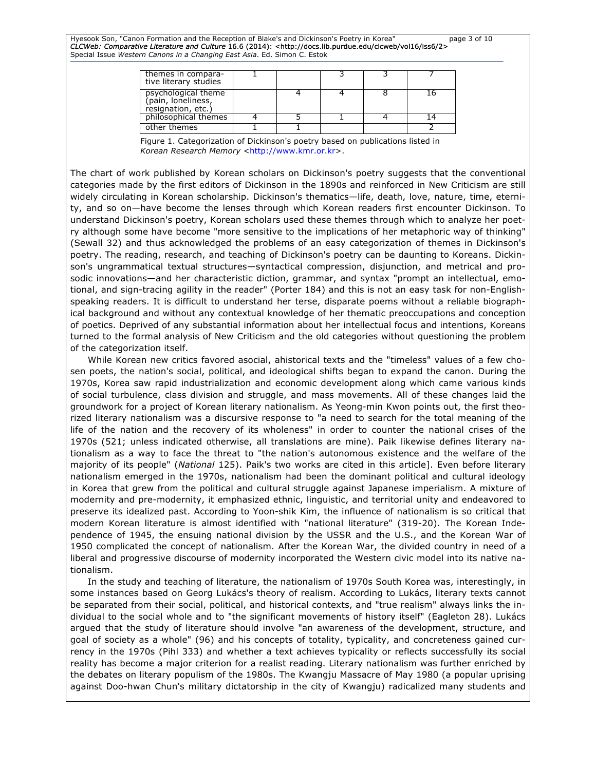| | | | | | |
|---|---|---|---|---|---|
| themes in comparative literary studies | 1 | | 3 | 3 | 7 |
| psychological theme (pain, loneliness, resignation, etc.) | | 4 | 4 | 8 | 16 |
| philosophical themes | 4 | 5 | 1 | 4 | 14 |
| other themes | 1 | 1 | | | 2 |

Figure 1. Categorization of Dickinson's poetry based on publications listed in *Korean Research Memory* <http://www.kmr.or.kr>.

The chart of work published by Korean scholars on Dickinson's poetry suggests that the conventional categories made by the first editors of Dickinson in the 1890s and reinforced in New Criticism are still widely circulating in Korean scholarship. Dickinson's thematics—life, death, love, nature, time, eternity, and so on—have become the lenses through which Korean readers first encounter Dickinson. To understand Dickinson's poetry, Korean scholars used these themes through which to analyze her poetry although some have become "more sensitive to the implications of her metaphoric way of thinking" (Sewall 32) and thus acknowledged the problems of an easy categorization of themes in Dickinson's poetry. The reading, research, and teaching of Dickinson's poetry can be daunting to Koreans. Dickinson's ungrammatical textual structures—syntactical compression, disjunction, and metrical and prosodic innovations—and her characteristic diction, grammar, and syntax "prompt an intellectual, emotional, and sign-tracing agility in the reader" (Porter 184) and this is not an easy task for non-English-speaking readers. It is difficult to understand her terse, disparate poems without a reliable biographical background and without any contextual knowledge of her thematic preoccupations and conception of poetics. Deprived of any substantial information about her intellectual focus and intentions, Koreans turned to the formal analysis of New Criticism and the old categories without questioning the problem of the categorization itself.

While Korean new critics favored asocial, ahistorical texts and the "timeless" values of a few chosen poets, the nation's social, political, and ideological shifts began to expand the canon. During the 1970s, Korea saw rapid industrialization and economic development along which came various kinds of social turbulence, class division and struggle, and mass movements. All of these changes laid the groundwork for a project of Korean literary nationalism. As Yeong-min Kwon points out, the first theorized literary nationalism was a discursive response to "a need to search for the total meaning of the life of the nation and the recovery of its wholeness" in order to counter the national crises of the 1970s (521; unless indicated otherwise, all translations are mine). Paik likewise defines literary nationalism as a way to face the threat to "the nation's autonomous existence and the welfare of the majority of its people" (*National* 125). Paik's two works are cited in this article]. Even before literary nationalism emerged in the 1970s, nationalism had been the dominant political and cultural ideology in Korea that grew from the political and cultural struggle against Japanese imperialism. A mixture of modernity and pre-modernity, it emphasized ethnic, linguistic, and territorial unity and endeavored to preserve its idealized past. According to Yoon-shik Kim, the influence of nationalism is so critical that modern Korean literature is almost identified with "national literature" (319-20). The Korean Independence of 1945, the ensuing national division by the USSR and the U.S., and the Korean War of 1950 complicated the concept of nationalism. After the Korean War, the divided country in need of a liberal and progressive discourse of modernity incorporated the Western civic model into its native nationalism.

In the study and teaching of literature, the nationalism of 1970s South Korea was, interestingly, in some instances based on Georg Lukács's theory of realism. According to Lukács, literary texts cannot be separated from their social, political, and historical contexts, and "true realism" always links the individual to the social whole and to "the significant movements of history itself" (Eagleton 28). Lukács argued that the study of literature should involve "an awareness of the development, structure, and goal of society as a whole" (96) and his concepts of totality, typicality, and concreteness gained currency in the 1970s (Pihl 333) and whether a text achieves typicality or reflects successfully its social reality has become a major criterion for a realist reading. Literary nationalism was further enriched by the debates on literary populism of the 1980s. The Kwangju Massacre of May 1980 (a popular uprising against Doo-hwan Chun's military dictatorship in the city of Kwangju) radicalized many students and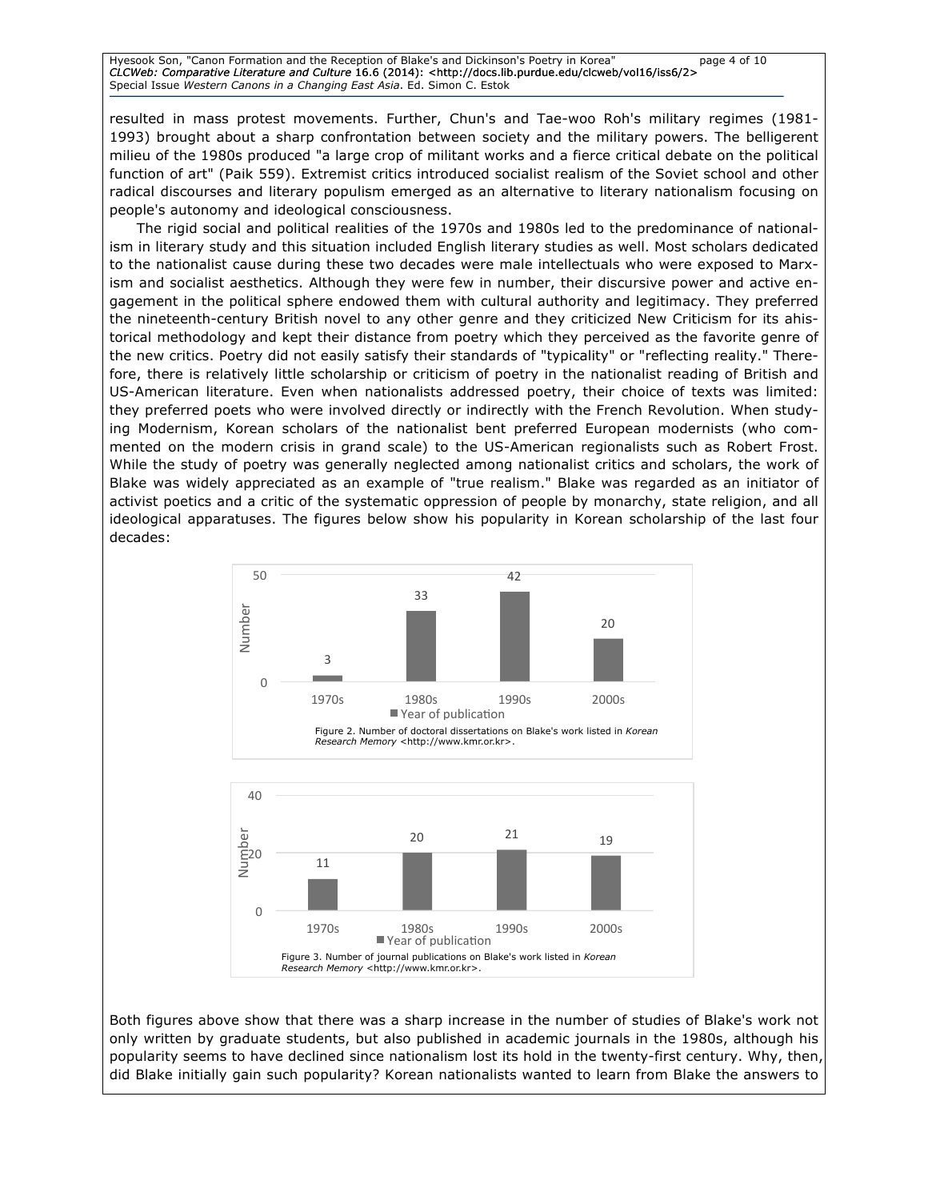resulted in mass protest movements. Further, Chun's and Tae-woo Roh's military regimes (1981-1993) brought about a sharp confrontation between society and the military powers. The belligerent milieu of the 1980s produced "a large crop of militant works and a fierce critical debate on the political function of art" (Paik 559). Extremist critics introduced socialist realism of the Soviet school and other radical discourses and literary populism emerged as an alternative to literary nationalism focusing on people's autonomy and ideological consciousness.

The rigid social and political realities of the 1970s and 1980s led to the predominance of nationalism in literary study and this situation included English literary studies as well. Most scholars dedicated to the nationalist cause during these two decades were male intellectuals who were exposed to Marxism and socialist aesthetics. Although they were few in number, their discursive power and active engagement in the political sphere endowed them with cultural authority and legitimacy. They preferred the nineteenth-century British novel to any other genre and they criticized New Criticism for its ahistorical methodology and kept their distance from poetry which they perceived as the favorite genre of the new critics. Poetry did not easily satisfy their standards of "typicality" or "reflecting reality." Therefore, there is relatively little scholarship or criticism of poetry in the nationalist reading of British and US-American literature. Even when nationalists addressed poetry, their choice of texts was limited: they preferred poets who were involved directly or indirectly with the French Revolution. When studying Modernism, Korean scholars of the nationalist bent preferred European modernists (who commented on the modern crisis in grand scale) to the US-American regionalists such as Robert Frost. While the study of poetry was generally neglected among nationalist critics and scholars, the work of Blake was widely appreciated as an example of "true realism." Blake was regarded as an initiator of activist poetics and a critic of the systematic oppression of people by monarchy, state religion, and all ideological apparatuses. The figures below show his popularity in Korean scholarship of the last four decades:

| Year of publication | Number |
| --- | --- |
| 1970s | 3 |
| 1980s | 33 |
| 1990s | 42 |
| 2000s | 20 |

Figure 2. Number of doctoral dissertations on Blake's work listed in *Korean Research Memory* <http://www.kmr.or.kr>.

| Year of publication | Number |
| --- | --- |
| 1970s | 11 |
| 1980s | 20 |
| 1990s | 21 |
| 2000s | 19 |

Figure 3. Number of journal publications on Blake's work listed in *Korean Research Memory* <http://www.kmr.or.kr>.

Both figures above show that there was a sharp increase in the number of studies of Blake's work not only written by graduate students, but also published in academic journals in the 1980s, although his popularity seems to have declined since nationalism lost its hold in the twenty-first century. Why, then, did Blake initially gain such popularity? Korean nationalists wanted to learn from Blake the answers to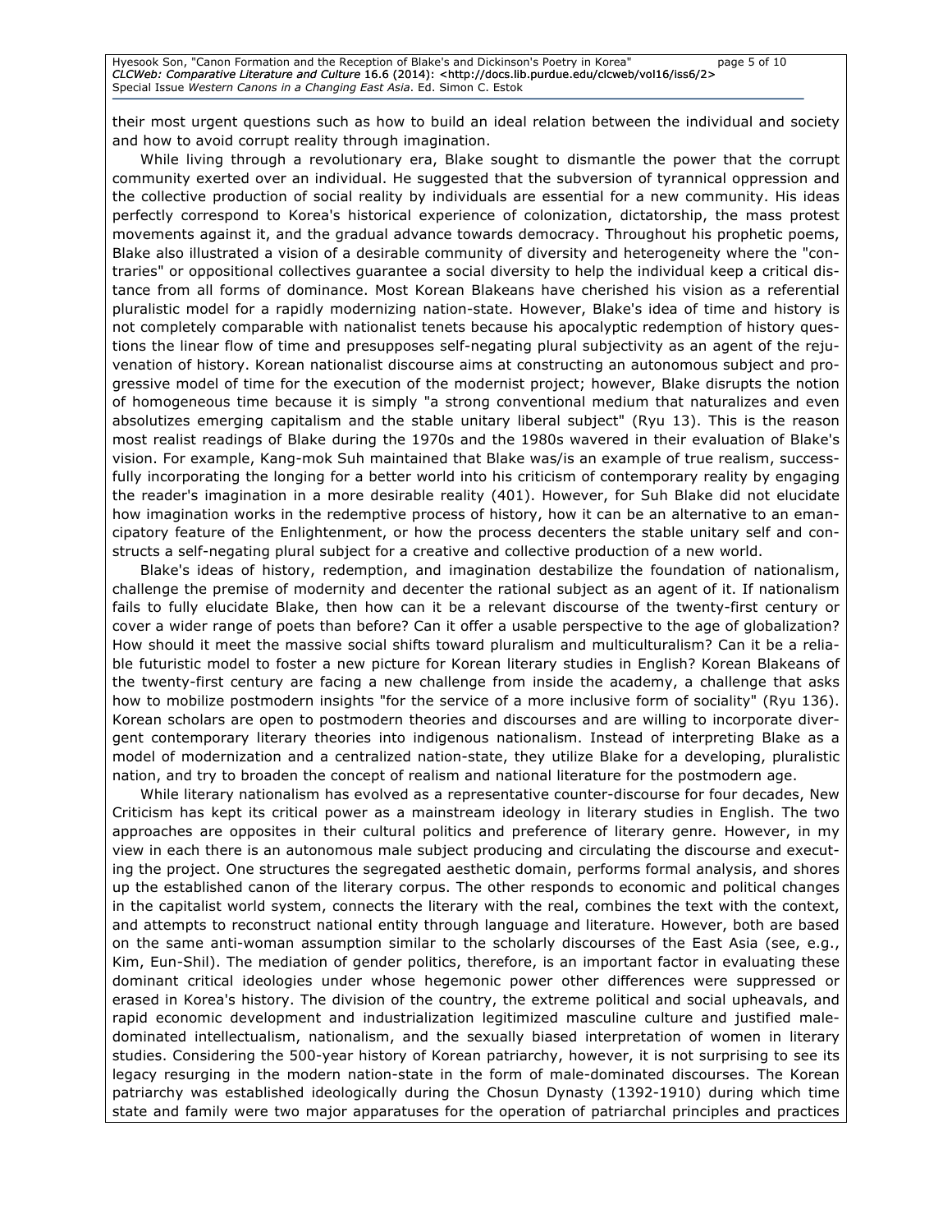their most urgent questions such as how to build an ideal relation between the individual and society and how to avoid corrupt reality through imagination.

While living through a revolutionary era, Blake sought to dismantle the power that the corrupt community exerted over an individual. He suggested that the subversion of tyrannical oppression and the collective production of social reality by individuals are essential for a new community. His ideas perfectly correspond to Korea's historical experience of colonization, dictatorship, the mass protest movements against it, and the gradual advance towards democracy. Throughout his prophetic poems, Blake also illustrated a vision of a desirable community of diversity and heterogeneity where the "contraries" or oppositional collectives guarantee a social diversity to help the individual keep a critical distance from all forms of dominance. Most Korean Blakeans have cherished his vision as a referential pluralistic model for a rapidly modernizing nation-state. However, Blake's idea of time and history is not completely comparable with nationalist tenets because his apocalyptic redemption of history questions the linear flow of time and presupposes self-negating plural subjectivity as an agent of the rejuvenation of history. Korean nationalist discourse aims at constructing an autonomous subject and progressive model of time for the execution of the modernist project; however, Blake disrupts the notion of homogeneous time because it is simply "a strong conventional medium that naturalizes and even absolutizes emerging capitalism and the stable unitary liberal subject" (Ryu 13). This is the reason most realist readings of Blake during the 1970s and the 1980s wavered in their evaluation of Blake's vision. For example, Kang-mok Suh maintained that Blake was/is an example of true realism, successfully incorporating the longing for a better world into his criticism of contemporary reality by engaging the reader's imagination in a more desirable reality (401). However, for Suh Blake did not elucidate how imagination works in the redemptive process of history, how it can be an alternative to an emancipatory feature of the Enlightenment, or how the process decenters the stable unitary self and constructs a self-negating plural subject for a creative and collective production of a new world.

Blake's ideas of history, redemption, and imagination destabilize the foundation of nationalism, challenge the premise of modernity and decenter the rational subject as an agent of it. If nationalism fails to fully elucidate Blake, then how can it be a relevant discourse of the twenty-first century or cover a wider range of poets than before? Can it offer a usable perspective to the age of globalization? How should it meet the massive social shifts toward pluralism and multiculturalism? Can it be a reliable futuristic model to foster a new picture for Korean literary studies in English? Korean Blakeans of the twenty-first century are facing a new challenge from inside the academy, a challenge that asks how to mobilize postmodern insights "for the service of a more inclusive form of sociality" (Ryu 136). Korean scholars are open to postmodern theories and discourses and are willing to incorporate divergent contemporary literary theories into indigenous nationalism. Instead of interpreting Blake as a model of modernization and a centralized nation-state, they utilize Blake for a developing, pluralistic nation, and try to broaden the concept of realism and national literature for the postmodern age.

While literary nationalism has evolved as a representative counter-discourse for four decades, New Criticism has kept its critical power as a mainstream ideology in literary studies in English. The two approaches are opposites in their cultural politics and preference of literary genre. However, in my view in each there is an autonomous male subject producing and circulating the discourse and executing the project. One structures the segregated aesthetic domain, performs formal analysis, and shores up the established canon of the literary corpus. The other responds to economic and political changes in the capitalist world system, connects the literary with the real, combines the text with the context, and attempts to reconstruct national entity through language and literature. However, both are based on the same anti-woman assumption similar to the scholarly discourses of the East Asia (see, e.g., Kim, Eun-Shil). The mediation of gender politics, therefore, is an important factor in evaluating these dominant critical ideologies under whose hegemonic power other differences were suppressed or erased in Korea's history. The division of the country, the extreme political and social upheavals, and rapid economic development and industrialization legitimized masculine culture and justified male-dominated intellectualism, nationalism, and the sexually biased interpretation of women in literary studies. Considering the 500-year history of Korean patriarchy, however, it is not surprising to see its legacy resurging in the modern nation-state in the form of male-dominated discourses. The Korean patriarchy was established ideologically during the Chosun Dynasty (1392-1910) during which time state and family were two major apparatuses for the operation of patriarchal principles and practices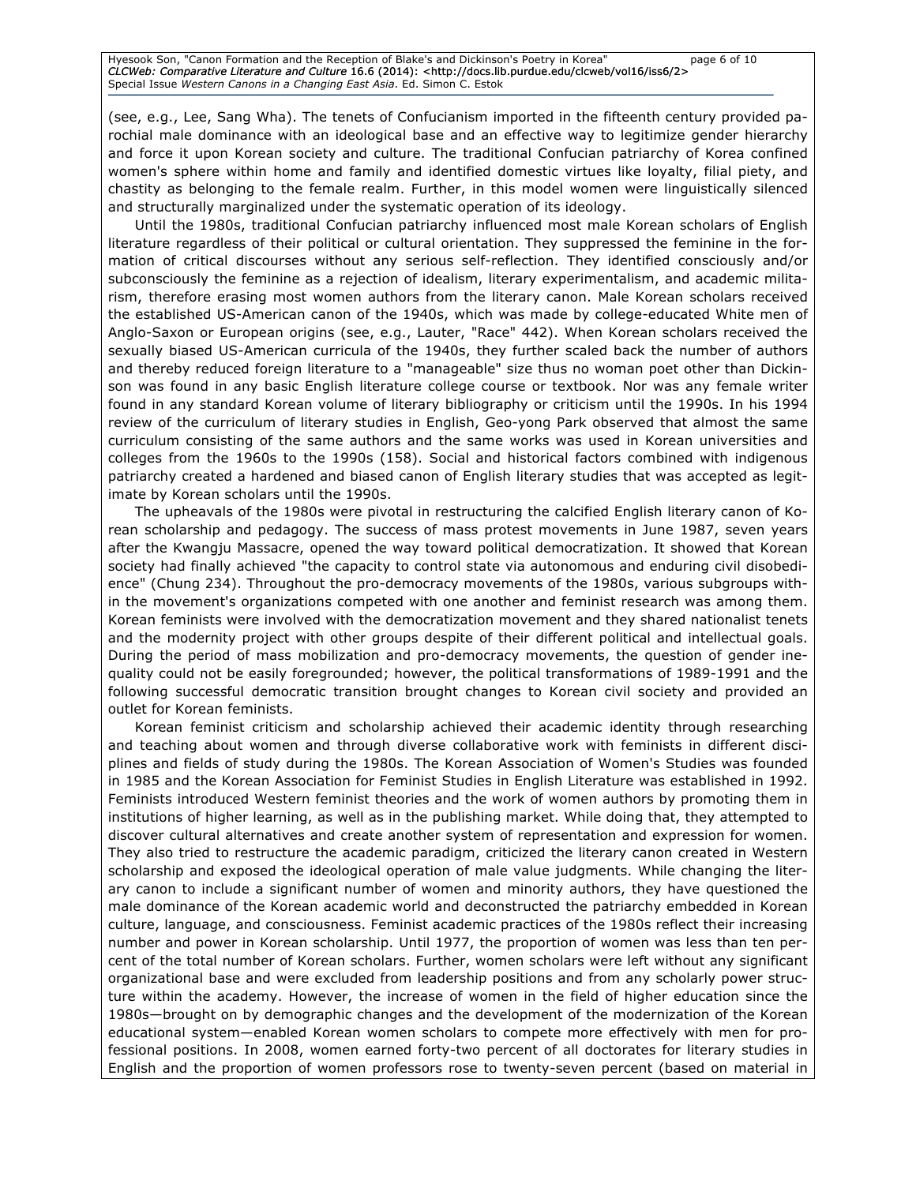(see, e.g., Lee, Sang Wha). The tenets of Confucianism imported in the fifteenth century provided parochial male dominance with an ideological base and an effective way to legitimize gender hierarchy and force it upon Korean society and culture. The traditional Confucian patriarchy of Korea confined women's sphere within home and family and identified domestic virtues like loyalty, filial piety, and chastity as belonging to the female realm. Further, in this model women were linguistically silenced and structurally marginalized under the systematic operation of its ideology.

Until the 1980s, traditional Confucian patriarchy influenced most male Korean scholars of English literature regardless of their political or cultural orientation. They suppressed the feminine in the formation of critical discourses without any serious self-reflection. They identified consciously and/or subconsciously the feminine as a rejection of idealism, literary experimentalism, and academic militarism, therefore erasing most women authors from the literary canon. Male Korean scholars received the established US-American canon of the 1940s, which was made by college-educated White men of Anglo-Saxon or European origins (see, e.g., Lauter, "Race" 442). When Korean scholars received the sexually biased US-American curricula of the 1940s, they further scaled back the number of authors and thereby reduced foreign literature to a "manageable" size thus no woman poet other than Dickinson was found in any basic English literature college course or textbook. Nor was any female writer found in any standard Korean volume of literary bibliography or criticism until the 1990s. In his 1994 review of the curriculum of literary studies in English, Geo-yong Park observed that almost the same curriculum consisting of the same authors and the same works was used in Korean universities and colleges from the 1960s to the 1990s (158). Social and historical factors combined with indigenous patriarchy created a hardened and biased canon of English literary studies that was accepted as legitimate by Korean scholars until the 1990s.

The upheavals of the 1980s were pivotal in restructuring the calcified English literary canon of Korean scholarship and pedagogy. The success of mass protest movements in June 1987, seven years after the Kwangju Massacre, opened the way toward political democratization. It showed that Korean society had finally achieved "the capacity to control state via autonomous and enduring civil disobedience" (Chung 234). Throughout the pro-democracy movements of the 1980s, various subgroups within the movement's organizations competed with one another and feminist research was among them. Korean feminists were involved with the democratization movement and they shared nationalist tenets and the modernity project with other groups despite of their different political and intellectual goals. During the period of mass mobilization and pro-democracy movements, the question of gender inequality could not be easily foregrounded; however, the political transformations of 1989-1991 and the following successful democratic transition brought changes to Korean civil society and provided an outlet for Korean feminists.

Korean feminist criticism and scholarship achieved their academic identity through researching and teaching about women and through diverse collaborative work with feminists in different disciplines and fields of study during the 1980s. The Korean Association of Women's Studies was founded in 1985 and the Korean Association for Feminist Studies in English Literature was established in 1992. Feminists introduced Western feminist theories and the work of women authors by promoting them in institutions of higher learning, as well as in the publishing market. While doing that, they attempted to discover cultural alternatives and create another system of representation and expression for women. They also tried to restructure the academic paradigm, criticized the literary canon created in Western scholarship and exposed the ideological operation of male value judgments. While changing the literary canon to include a significant number of women and minority authors, they have questioned the male dominance of the Korean academic world and deconstructed the patriarchy embedded in Korean culture, language, and consciousness. Feminist academic practices of the 1980s reflect their increasing number and power in Korean scholarship. Until 1977, the proportion of women was less than ten percent of the total number of Korean scholars. Further, women scholars were left without any significant organizational base and were excluded from leadership positions and from any scholarly power structure within the academy. However, the increase of women in the field of higher education since the 1980s—brought on by demographic changes and the development of the modernization of the Korean educational system—enabled Korean women scholars to compete more effectively with men for professional positions. In 2008, women earned forty-two percent of all doctorates for literary studies in English and the proportion of women professors rose to twenty-seven percent (based on material in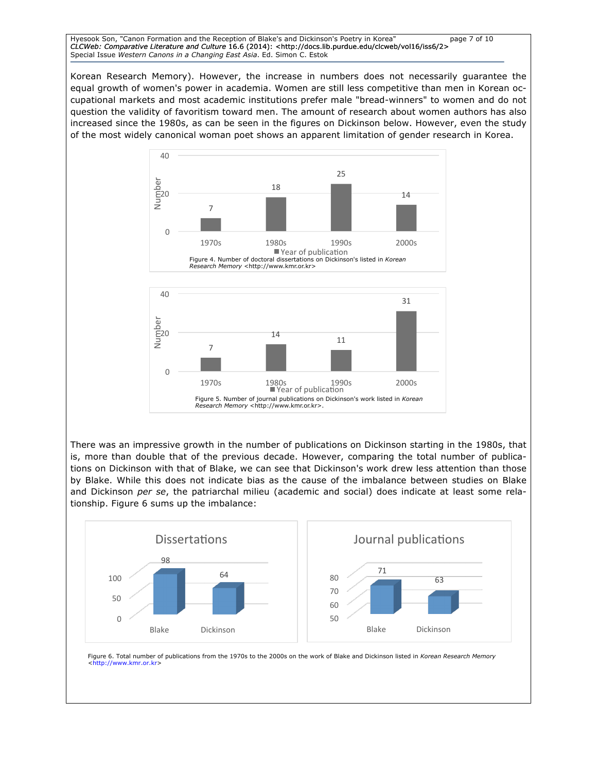Korean Research Memory). However, the increase in numbers does not necessarily guarantee the equal growth of women's power in academia. Women are still less competitive than men in Korean occupational markets and most academic institutions prefer male "bread-winners" to women and do not question the validity of favoritism toward men. The amount of research about women authors has also increased since the 1980s, as can be seen in the figures on Dickinson below. However, even the study of the most widely canonical woman poet shows an apparent limitation of gender research in Korea.

| Year of publication | Number |
| --- | --- |
| 1970s | 7 |
| 1980s | 18 |
| 1990s | 25 |
| 2000s | 14 |

Figure 4. Number of doctoral dissertations on Dickinson's listed in *Korean Research Memory* <http://www.kmr.or.kr>

| Year of publication | Number |
| --- | --- |
| 1970s | 7 |
| 1980s | 14 |
| 1990s | 11 |
| 2000s | 31 |

Figure 5. Number of journal publications on Dickinson's work listed in *Korean Research Memory* <http://www.kmr.or.kr>.

There was an impressive growth in the number of publications on Dickinson starting in the 1980s, that is, more than double that of the previous decade. However, comparing the total number of publications on Dickinson with that of Blake, we can see that Dickinson's work drew less attention than those by Blake. While this does not indicate bias as the cause of the imbalance between studies on Blake and Dickinson *per se*, the patriarchal milieu (academic and social) does indicate at least some relationship. Figure 6 sums up the imbalance:

| | Dissertations | Journal publications |
| --- | --- | --- |
| Blake | 98 | 71 |
| Dickinson | 64 | 63 |

Figure 6. Total number of publications from the 1970s to the 2000s on the work of Blake and Dickinson listed in *Korean Research Memory* <http://www.kmr.or.kr>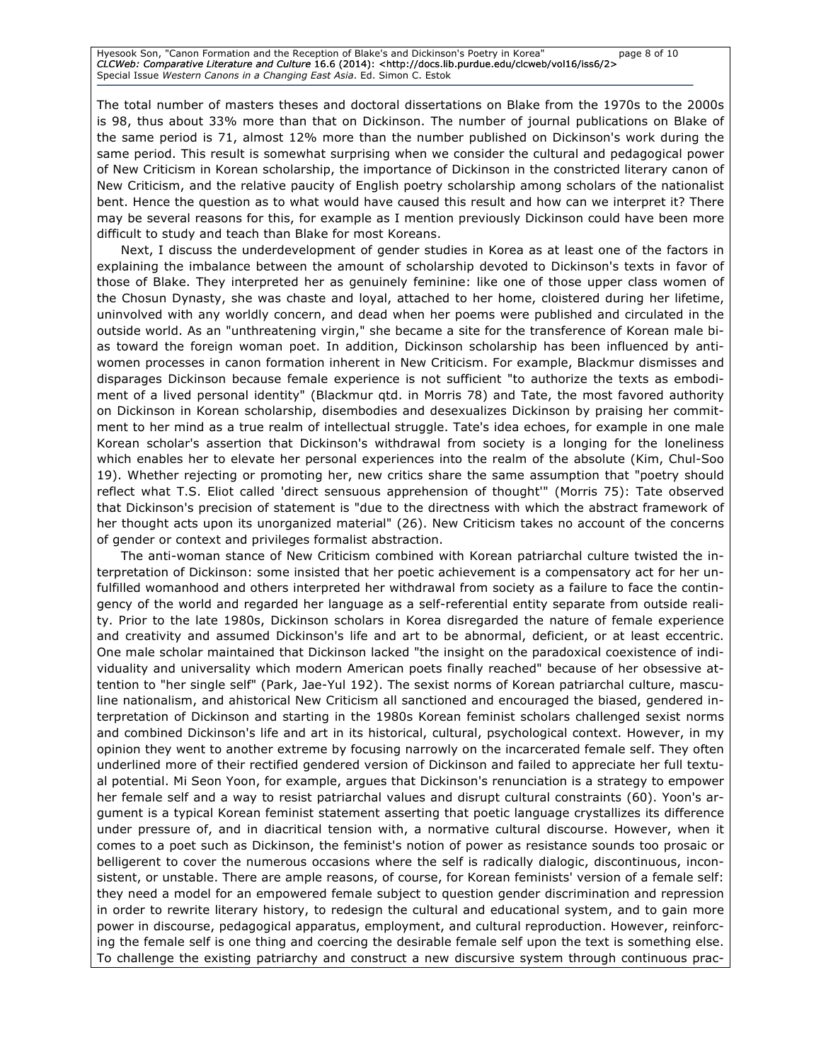The total number of masters theses and doctoral dissertations on Blake from the 1970s to the 2000s is 98, thus about 33% more than that on Dickinson. The number of journal publications on Blake of the same period is 71, almost 12% more than the number published on Dickinson's work during the same period. This result is somewhat surprising when we consider the cultural and pedagogical power of New Criticism in Korean scholarship, the importance of Dickinson in the constricted literary canon of New Criticism, and the relative paucity of English poetry scholarship among scholars of the nationalist bent. Hence the question as to what would have caused this result and how can we interpret it? There may be several reasons for this, for example as I mention previously Dickinson could have been more difficult to study and teach than Blake for most Koreans.

Next, I discuss the underdevelopment of gender studies in Korea as at least one of the factors in explaining the imbalance between the amount of scholarship devoted to Dickinson's texts in favor of those of Blake. They interpreted her as genuinely feminine: like one of those upper class women of the Chosun Dynasty, she was chaste and loyal, attached to her home, cloistered during her lifetime, uninvolved with any worldly concern, and dead when her poems were published and circulated in the outside world. As an "unthreatening virgin," she became a site for the transference of Korean male bias toward the foreign woman poet. In addition, Dickinson scholarship has been influenced by anti-women processes in canon formation inherent in New Criticism. For example, Blackmur dismisses and disparages Dickinson because female experience is not sufficient "to authorize the texts as embodiment of a lived personal identity" (Blackmur qtd. in Morris 78) and Tate, the most favored authority on Dickinson in Korean scholarship, disembodies and desexualizes Dickinson by praising her commitment to her mind as a true realm of intellectual struggle. Tate's idea echoes, for example in one male Korean scholar's assertion that Dickinson's withdrawal from society is a longing for the loneliness which enables her to elevate her personal experiences into the realm of the absolute (Kim, Chul-Soo 19). Whether rejecting or promoting her, new critics share the same assumption that "poetry should reflect what T.S. Eliot called 'direct sensuous apprehension of thought'" (Morris 75): Tate observed that Dickinson's precision of statement is "due to the directness with which the abstract framework of her thought acts upon its unorganized material" (26). New Criticism takes no account of the concerns of gender or context and privileges formalist abstraction.

The anti-woman stance of New Criticism combined with Korean patriarchal culture twisted the interpretation of Dickinson: some insisted that her poetic achievement is a compensatory act for her unfulfilled womanhood and others interpreted her withdrawal from society as a failure to face the contingency of the world and regarded her language as a self-referential entity separate from outside reality. Prior to the late 1980s, Dickinson scholars in Korea disregarded the nature of female experience and creativity and assumed Dickinson's life and art to be abnormal, deficient, or at least eccentric. One male scholar maintained that Dickinson lacked "the insight on the paradoxical coexistence of individuality and universality which modern American poets finally reached" because of her obsessive attention to "her single self" (Park, Jae-Yul 192). The sexist norms of Korean patriarchal culture, masculine nationalism, and ahistorical New Criticism all sanctioned and encouraged the biased, gendered interpretation of Dickinson and starting in the 1980s Korean feminist scholars challenged sexist norms and combined Dickinson's life and art in its historical, cultural, psychological context. However, in my opinion they went to another extreme by focusing narrowly on the incarcerated female self. They often underlined more of their rectified gendered version of Dickinson and failed to appreciate her full textual potential. Mi Seon Yoon, for example, argues that Dickinson's renunciation is a strategy to empower her female self and a way to resist patriarchal values and disrupt cultural constraints (60). Yoon's argument is a typical Korean feminist statement asserting that poetic language crystallizes its difference under pressure of, and in diacritical tension with, a normative cultural discourse. However, when it comes to a poet such as Dickinson, the feminist's notion of power as resistance sounds too prosaic or belligerent to cover the numerous occasions where the self is radically dialogic, discontinuous, inconsistent, or unstable. There are ample reasons, of course, for Korean feminists' version of a female self: they need a model for an empowered female subject to question gender discrimination and repression in order to rewrite literary history, to redesign the cultural and educational system, and to gain more power in discourse, pedagogical apparatus, employment, and cultural reproduction. However, reinforcing the female self is one thing and coercing the desirable female self upon the text is something else. To challenge the existing patriarchy and construct a new discursive system through continuous prac-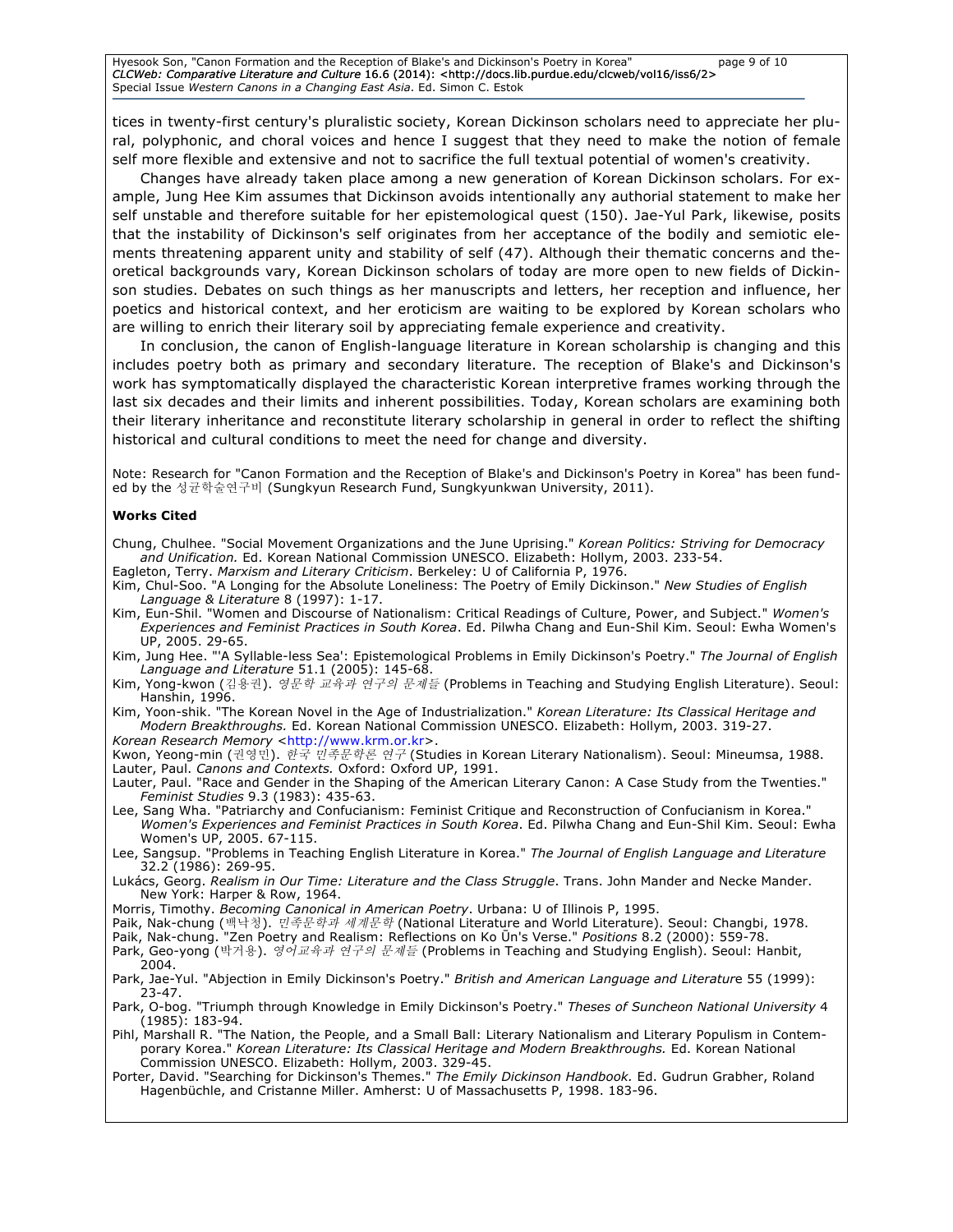tices in twenty-first century's pluralistic society, Korean Dickinson scholars need to appreciate her plural, polyphonic, and choral voices and hence I suggest that they need to make the notion of female self more flexible and extensive and not to sacrifice the full textual potential of women's creativity.

Changes have already taken place among a new generation of Korean Dickinson scholars. For example, Jung Hee Kim assumes that Dickinson avoids intentionally any authorial statement to make her self unstable and therefore suitable for her epistemological quest (150). Jae-Yul Park, likewise, posits that the instability of Dickinson's self originates from her acceptance of the bodily and semiotic elements threatening apparent unity and stability of self (47). Although their thematic concerns and theoretical backgrounds vary, Korean Dickinson scholars of today are more open to new fields of Dickinson studies. Debates on such things as her manuscripts and letters, her reception and influence, her poetics and historical context, and her eroticism are waiting to be explored by Korean scholars who are willing to enrich their literary soil by appreciating female experience and creativity.

In conclusion, the canon of English-language literature in Korean scholarship is changing and this includes poetry both as primary and secondary literature. The reception of Blake's and Dickinson's work has symptomatically displayed the characteristic Korean interpretive frames working through the last six decades and their limits and inherent possibilities. Today, Korean scholars are examining both their literary inheritance and reconstitute literary scholarship in general in order to reflect the shifting historical and cultural conditions to meet the need for change and diversity.

Note: Research for "Canon Formation and the Reception of Blake's and Dickinson's Poetry in Korea" has been funded by the 성균학술연구비 (Sungkyun Research Fund, Sungkyunkwan University, 2011).

**Works Cited**

Chung, Chulhee. "Social Movement Organizations and the June Uprising." *Korean Politics: Striving for Democracy and Unification.* Ed. Korean National Commission UNESCO. Elizabeth: Hollym, 2003. 233-54.

Eagleton, Terry. *Marxism and Literary Criticism*. Berkeley: U of California P, 1976.

Kim, Chul-Soo. "A Longing for the Absolute Loneliness: The Poetry of Emily Dickinson." *New Studies of English Language & Literature* 8 (1997): 1-17.

Kim, Eun-Shil. "Women and Discourse of Nationalism: Critical Readings of Culture, Power, and Subject." *Women's Experiences and Feminist Practices in South Korea*. Ed. Pilwha Chang and Eun-Shil Kim. Seoul: Ewha Women's UP, 2005. 29-65.

Kim, Jung Hee. "'A Syllable-less Sea': Epistemological Problems in Emily Dickinson's Poetry." *The Journal of English Language and Literature* 51.1 (2005): 145-68.

Kim, Yong-kwon (김용권). *영문학 교육과 연구의 문제들* (Problems in Teaching and Studying English Literature). Seoul: Hanshin, 1996.

Kim, Yoon-shik. "The Korean Novel in the Age of Industrialization." *Korean Literature: Its Classical Heritage and Modern Breakthroughs.* Ed. Korean National Commission UNESCO. Elizabeth: Hollym, 2003. 319-27.

*Korean Research Memory* <http://www.krm.or.kr>.

Kwon, Yeong-min (권영민). *한국 민족문학론 연구* (Studies in Korean Literary Nationalism). Seoul: Mineumsa, 1988.

Lauter, Paul. *Canons and Contexts.* Oxford: Oxford UP, 1991.

Lauter, Paul. "Race and Gender in the Shaping of the American Literary Canon: A Case Study from the Twenties." *Feminist Studies* 9.3 (1983): 435-63.

Lee, Sang Wha. "Patriarchy and Confucianism: Feminist Critique and Reconstruction of Confucianism in Korea." *Women's Experiences and Feminist Practices in South Korea*. Ed. Pilwha Chang and Eun-Shil Kim. Seoul: Ewha Women's UP, 2005. 67-115.

Lee, Sangsup. "Problems in Teaching English Literature in Korea." *The Journal of English Language and Literature* 32.2 (1986): 269-95.

Lukács, Georg. *Realism in Our Time: Literature and the Class Struggle*. Trans. John Mander and Necke Mander. New York: Harper & Row, 1964.

Morris, Timothy. *Becoming Canonical in American Poetry*. Urbana: U of Illinois P, 1995.

Paik, Nak-chung (백낙청). *민족문학과 세계문학* (National Literature and World Literature). Seoul: Changbi, 1978.

Paik, Nak-chung. "Zen Poetry and Realism: Reflections on Ko Ŭn's Verse." *Positions* 8.2 (2000): 559-78.

Park, Geo-yong (박거용). *영어교육과 연구의 문제들* (Problems in Teaching and Studying English). Seoul: Hanbit, 2004.

Park, Jae-Yul. "Abjection in Emily Dickinson's Poetry." *British and American Language and Literature* 55 (1999): 23-47.

Park, O-bog. "Triumph through Knowledge in Emily Dickinson's Poetry." *Theses of Suncheon National University* 4 (1985): 183-94.

Pihl, Marshall R. "The Nation, the People, and a Small Ball: Literary Nationalism and Literary Populism in Contemporary Korea." *Korean Literature: Its Classical Heritage and Modern Breakthroughs.* Ed. Korean National Commission UNESCO. Elizabeth: Hollym, 2003. 329-45.

Porter, David. "Searching for Dickinson's Themes." *The Emily Dickinson Handbook.* Ed. Gudrun Grabher, Roland Hagenbüchle, and Cristanne Miller. Amherst: U of Massachusetts P, 1998. 183-96.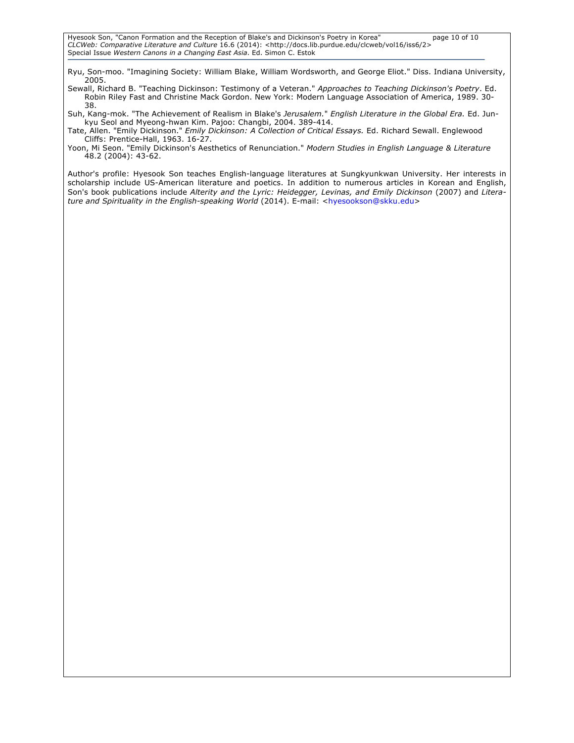Ryu, Son-moo. "Imagining Society: William Blake, William Wordsworth, and George Eliot." Diss. Indiana University, 2005.

Sewall, Richard B. "Teaching Dickinson: Testimony of a Veteran." *Approaches to Teaching Dickinson's Poetry*. Ed. Robin Riley Fast and Christine Mack Gordon. New York: Modern Language Association of America, 1989. 30-38.

Suh, Kang-mok. "The Achievement of Realism in Blake's *Jerusalem*." *English Literature in the Global Era.* Ed. Jun-kyu Seol and Myeong-hwan Kim. Pajoo: Changbi, 2004. 389-414.

Tate, Allen. "Emily Dickinson." *Emily Dickinson: A Collection of Critical Essays.* Ed. Richard Sewall. Englewood Cliffs: Prentice-Hall, 1963. 16-27.

Yoon, Mi Seon. "Emily Dickinson's Aesthetics of Renunciation." *Modern Studies in English Language & Literature* 48.2 (2004): 43-62.

Author's profile: Hyesook Son teaches English-language literatures at Sungkyunkwan University. Her interests in scholarship include US-American literature and poetics. In addition to numerous articles in Korean and English, Son's book publications include *Alterity and the Lyric: Heidegger, Levinas, and Emily Dickinson* (2007) and *Literature and Spirituality in the English-speaking World* (2014). E-mail: <hyesookson@skku.edu>